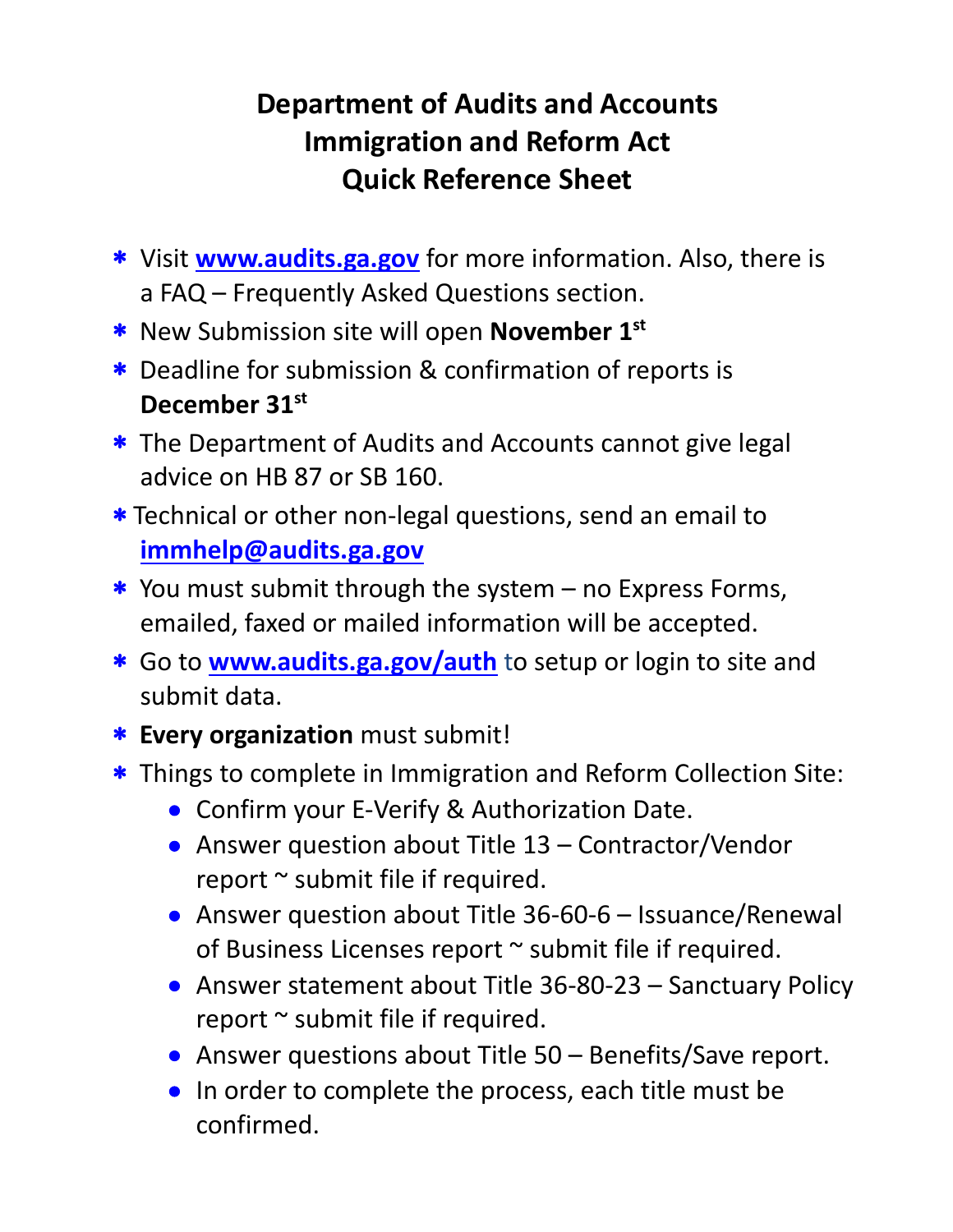# Department of Audits and Accounts
# Immigration and Reform Act
# Quick Reference Sheet

- Visit **www.audits.ga.gov** for more information. Also, there is a FAQ – Frequently Asked Questions section.
- New Submission site will open **November 1st**
- Deadline for submission & confirmation of reports is **December 31st**
- The Department of Audits and Accounts cannot give legal advice on HB 87 or SB 160.
- Technical or other non-legal questions, send an email to **immhelp@audits.ga.gov**
- You must submit through the system – no Express Forms, emailed, faxed or mailed information will be accepted.
- Go to **www.audits.ga.gov/auth** to setup or login to site and submit data.
- **Every organization** must submit!
- Things to complete in Immigration and Reform Collection Site:
  - Confirm your E-Verify & Authorization Date.
  - Answer question about Title 13 – Contractor/Vendor report ~ submit file if required.
  - Answer question about Title 36-60-6 – Issuance/Renewal of Business Licenses report ~ submit file if required.
  - Answer statement about Title 36-80-23 – Sanctuary Policy report ~ submit file if required.
  - Answer questions about Title 50 – Benefits/Save report.
  - In order to complete the process, each title must be confirmed.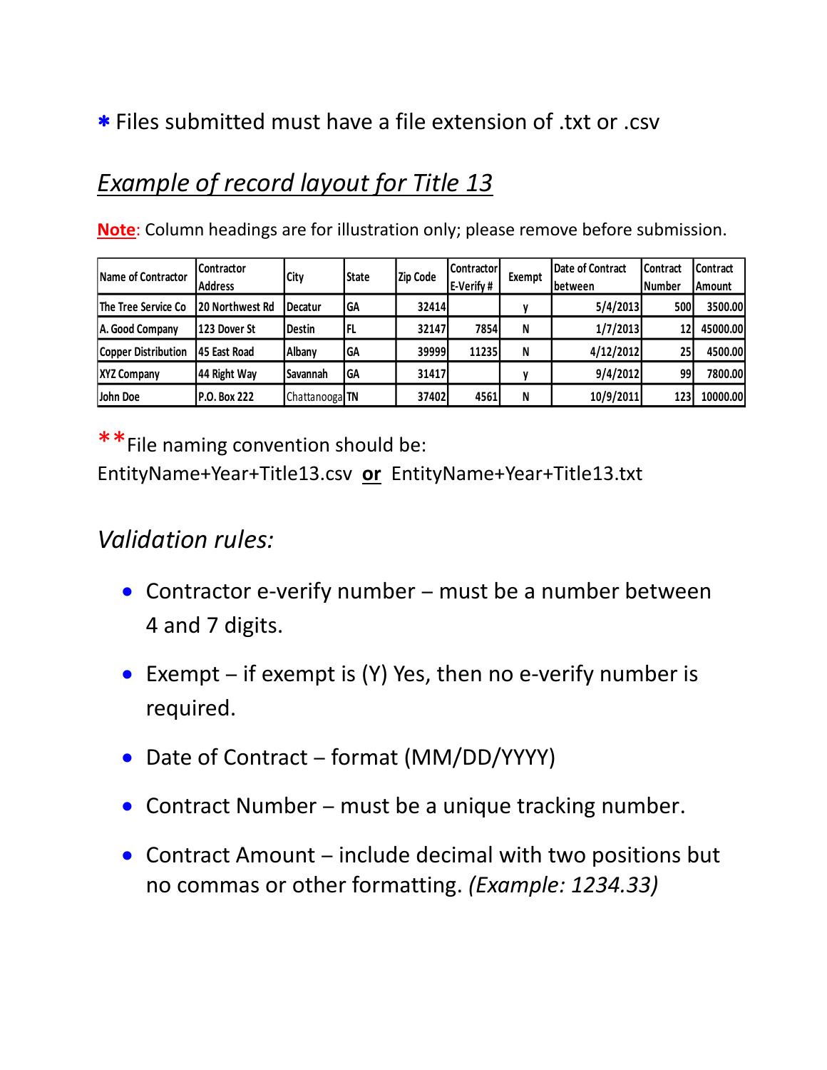* Files submitted must have a file extension of .txt or .csv

## *Example of record layout for Title 13*

**Note**: Column headings are for illustration only; please remove before submission.

| Name of Contractor | Contractor Address | City | State | Zip Code | Contractor E-Verify # | Exempt | Date of Contract between | Contract Number | Contract Amount |
|---|---|---|---|---|---|---|---|---|---|
| The Tree Service Co | 20 Northwest Rd | Decatur | GA | 32414 | | y | 5/4/2013 | 500 | 3500.00 |
| A. Good Company | 123 Dover St | Destin | FL | 32147 | 7854 | N | 1/7/2013 | 12 | 45000.00 |
| Copper Distribution | 45 East Road | Albany | GA | 39999 | 11235 | N | 4/12/2012 | 25 | 4500.00 |
| XYZ Company | 44 Right Way | Savannah | GA | 31417 | | y | 9/4/2012 | 99 | 7800.00 |
| John Doe | P.O. Box 222 | Chattanooga | TN | 37402 | 4561 | N | 10/9/2011 | 123 | 10000.00 |

**File naming convention should be:
EntityName+Year+Title13.csv **or** EntityName+Year+Title13.txt

## *Validation rules:*

- Contractor e-verify number – must be a number between 4 and 7 digits.
- Exempt – if exempt is (Y) Yes, then no e-verify number is required.
- Date of Contract – format (MM/DD/YYYY)
- Contract Number – must be a unique tracking number.
- Contract Amount – include decimal with two positions but no commas or other formatting. *(Example: 1234.33)*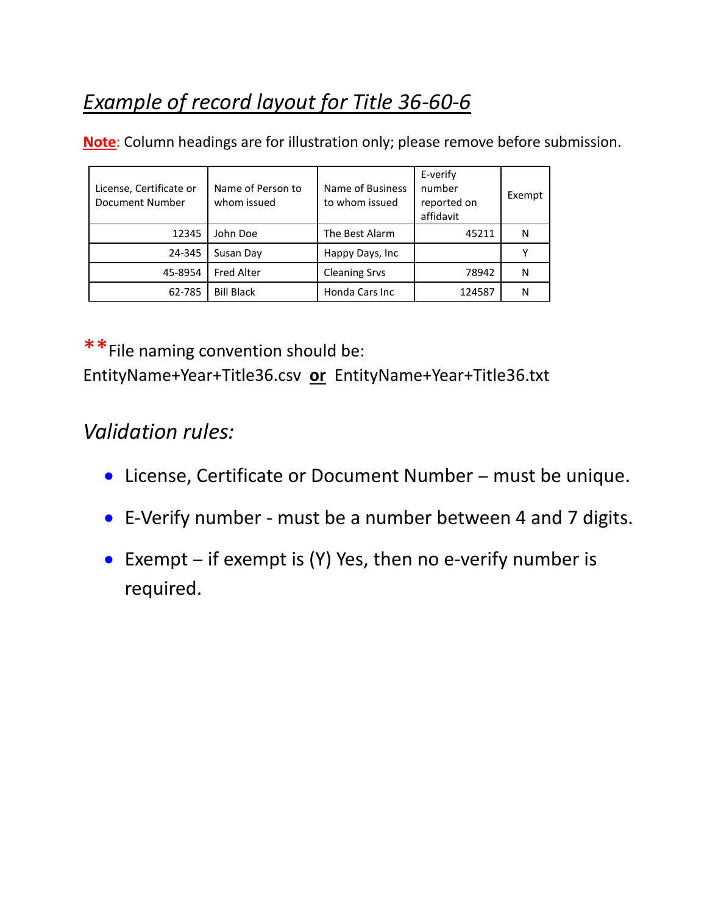# *Example of record layout for Title 36-60-6*

**Note**: Column headings are for illustration only; please remove before submission.

| License, Certificate or Document Number | Name of Person to whom issued | Name of Business to whom issued | E-verify number reported on affidavit | Exempt |
|---|---|---|---|---|
| 12345 | John Doe | The Best Alarm | 45211 | N |
| 24-345 | Susan Day | Happy Days, Inc | | Y |
| 45-8954 | Fred Alter | Cleaning Srvs | 78942 | N |
| 62-785 | Bill Black | Honda Cars Inc | 124587 | N |

**File naming convention should be:
EntityName+Year+Title36.csv **or** EntityName+Year+Title36.txt

## *Validation rules:*

- License, Certificate or Document Number – must be unique.
- E-Verify number - must be a number between 4 and 7 digits.
- Exempt – if exempt is (Y) Yes, then no e-verify number is required.